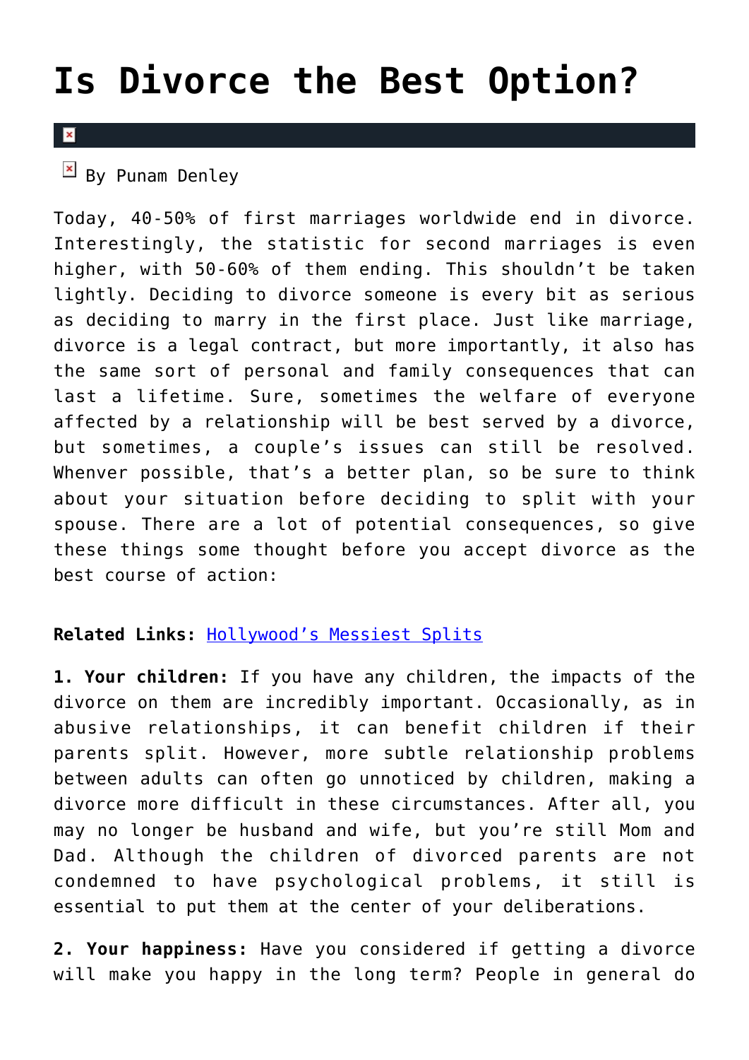# Is Divorce the Best Option?

By Punam Denley

Today, 40-50% of first marriages worldwide end in divorce. Interestingly, the statistic for second marriages is even higher, with 50-60% of them ending. This shouldn't be taken lightly. Deciding to divorce someone is every bit as serious as deciding to marry in the first place. Just like marriage, divorce is a legal contract, but more importantly, it also has the same sort of personal and family consequences that can last a lifetime. Sure, sometimes the welfare of everyone affected by a relationship will be best served by a divorce, but sometimes, a couple's issues can still be resolved. Whenver possible, that's a better plan, so be sure to think about your situation before deciding to split with your spouse. There are a lot of potential consequences, so give these things some thought before you accept divorce as the best course of action:

**Related Links:** Hollywood's Messiest Splits

**1. Your children:** If you have any children, the impacts of the divorce on them are incredibly important. Occasionally, as in abusive relationships, it can benefit children if their parents split. However, more subtle relationship problems between adults can often go unnoticed by children, making a divorce more difficult in these circumstances. After all, you may no longer be husband and wife, but you're still Mom and Dad. Although the children of divorced parents are not condemned to have psychological problems, it still is essential to put them at the center of your deliberations.

**2. Your happiness:** Have you considered if getting a divorce will make you happy in the long term? People in general do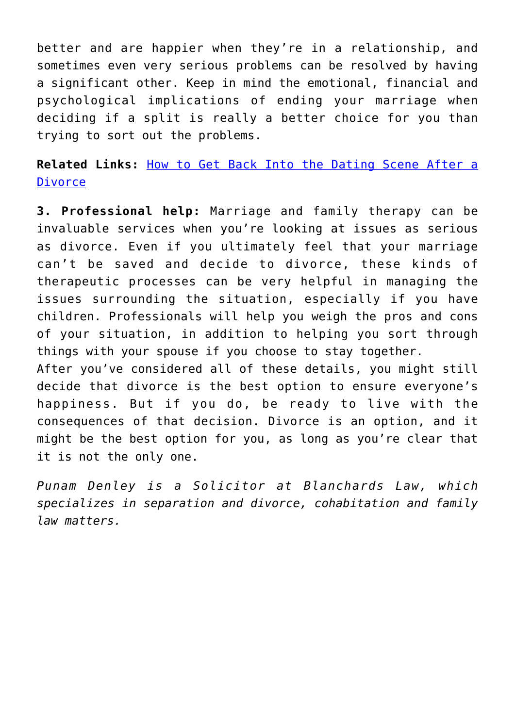better and are happier when they’re in a relationship, and sometimes even very serious problems can be resolved by having a significant other. Keep in mind the emotional, financial and psychological implications of ending your marriage when deciding if a split is really a better choice for you than trying to sort out the problems.

**Related Links:** How to Get Back Into the Dating Scene After a Divorce

**3. Professional help:** Marriage and family therapy can be invaluable services when you’re looking at issues as serious as divorce. Even if you ultimately feel that your marriage can’t be saved and decide to divorce, these kinds of therapeutic processes can be very helpful in managing the issues surrounding the situation, especially if you have children. Professionals will help you weigh the pros and cons of your situation, in addition to helping you sort through things with your spouse if you choose to stay together.
After you’ve considered all of these details, you might still decide that divorce is the best option to ensure everyone’s happiness. But if you do, be ready to live with the consequences of that decision. Divorce is an option, and it might be the best option for you, as long as you’re clear that it is not the only one.

*Punam Denley is a Solicitor at Blanchards Law, which specializes in separation and divorce, cohabitation and family law matters.*